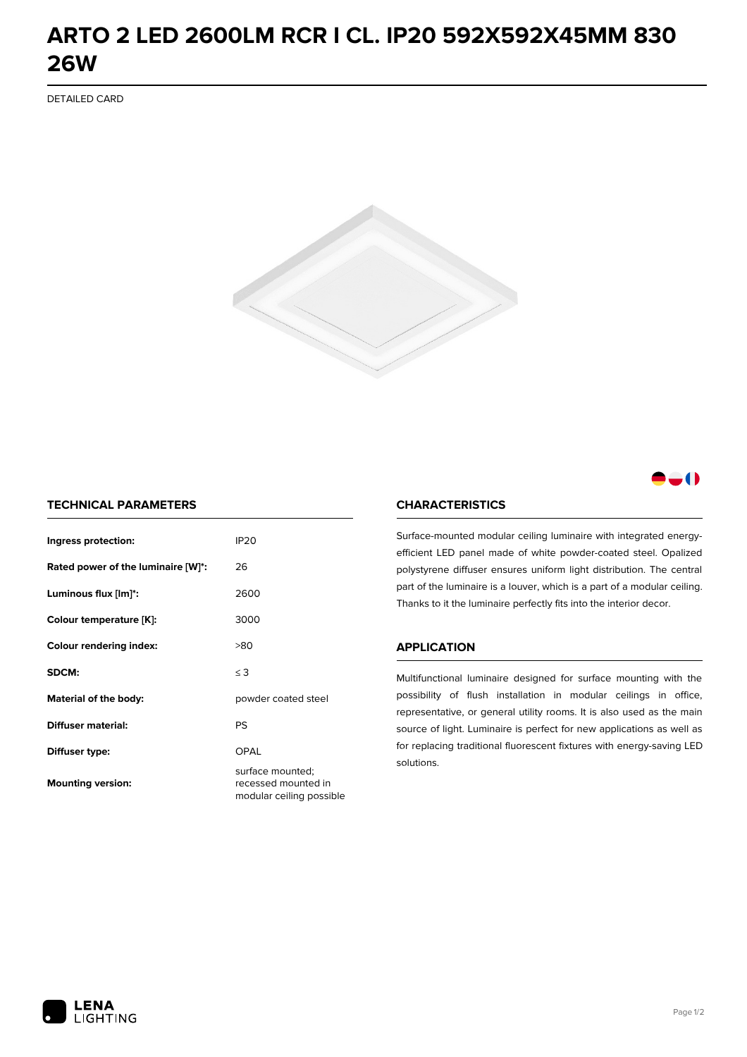# ARTO 2 LED 2600LM RCR I CL. IP20 592X592X45MM 830 26W

DETAILED CARD

## TECHNICAL PARAMETERS

| | |
|---|---|
| **Ingress protection:** | IP20 |
| **Rated power of the luminaire [W]*:** | 26 |
| **Luminous flux [lm]*:** | 2600 |
| **Colour temperature [K]:** | 3000 |
| **Colour rendering index:** | >80 |
| **SDCM:** | ≤ 3 |
| **Material of the body:** | powder coated steel |
| **Diffuser material:** | PS |
| **Diffuser type:** | OPAL |
| **Mounting version:** | surface mounted; recessed mounted in modular ceiling possible |

## CHARACTERISTICS

Surface-mounted modular ceiling luminaire with integrated energy-efficient LED panel made of white powder-coated steel. Opalized polystyrene diffuser ensures uniform light distribution. The central part of the luminaire is a louver, which is a part of a modular ceiling. Thanks to it the luminaire perfectly fits into the interior decor.

## APPLICATION

Multifunctional luminaire designed for surface mounting with the possibility of flush installation in modular ceilings in office, representative, or general utility rooms. It is also used as the main source of light. Luminaire is perfect for new applications as well as for replacing traditional fluorescent fixtures with energy-saving LED solutions.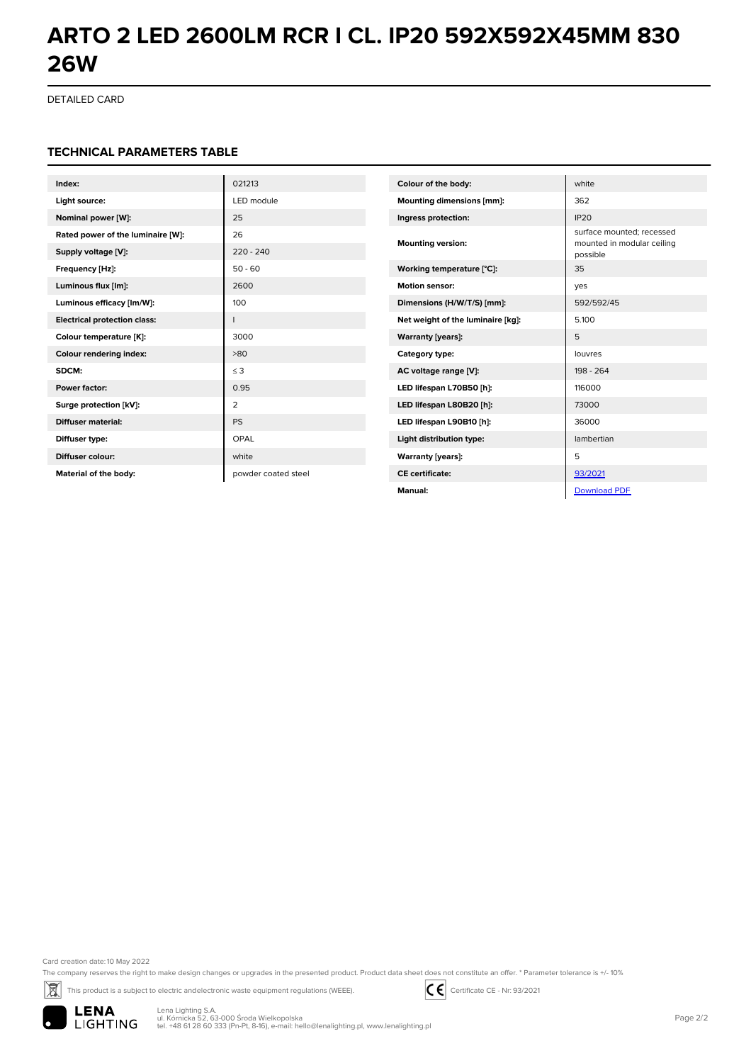# ARTO 2 LED 2600LM RCR I CL. IP20 592X592X45MM 830 26W

DETAILED CARD

### TECHNICAL PARAMETERS TABLE

| | |
|---|---|
| **Index:** | 021213 |
| **Light source:** | LED module |
| **Nominal power [W]:** | 25 |
| **Rated power of the luminaire [W]:** | 26 |
| **Supply voltage [V]:** | 220 - 240 |
| **Frequency [Hz]:** | 50 - 60 |
| **Luminous flux [lm]:** | 2600 |
| **Luminous efficacy [lm/W]:** | 100 |
| **Electrical protection class:** | I |
| **Colour temperature [K]:** | 3000 |
| **Colour rendering index:** | >80 |
| **SDCM:** | ≤ 3 |
| **Power factor:** | 0.95 |
| **Surge protection [kV]:** | 2 |
| **Diffuser material:** | PS |
| **Diffuser type:** | OPAL |
| **Diffuser colour:** | white |
| **Material of the body:** | powder coated steel |

| | |
|---|---|
| **Colour of the body:** | white |
| **Mounting dimensions [mm]:** | 362 |
| **Ingress protection:** | IP20 |
| **Mounting version:** | surface mounted; recessed mounted in modular ceiling possible |
| **Working temperature [°C]:** | 35 |
| **Motion sensor:** | yes |
| **Dimensions (H/W/T/S) [mm]:** | 592/592/45 |
| **Net weight of the luminaire [kg]:** | 5.100 |
| **Warranty [years]:** | 5 |
| **Category type:** | louvres |
| **AC voltage range [V]:** | 198 - 264 |
| **LED lifespan L70B50 [h]:** | 116000 |
| **LED lifespan L80B20 [h]:** | 73000 |
| **LED lifespan L90B10 [h]:** | 36000 |
| **Light distribution type:** | lambertian |
| **Warranty [years]:** | 5 |
| **CE certificate:** | 93/2021 |
| **Manual:** | Download PDF |

Card creation date: 10 May 2022

The company reserves the right to make design changes or upgrades in the presented product. Product data sheet does not constitute an offer. * Parameter tolerance is +/- 10%

This product is a subject to electric andelectronic waste equipment regulations (WEEE).

Certificate CE - Nr: 93/2021

Lena Lighting S.A.
ul. Kórnicka 52, 63-000 Środa Wielkopolska
tel. +48 61 28 60 333 (Pn-Pt, 8-16), e-mail: hello@lenalighting.pl, www.lenalighting.pl